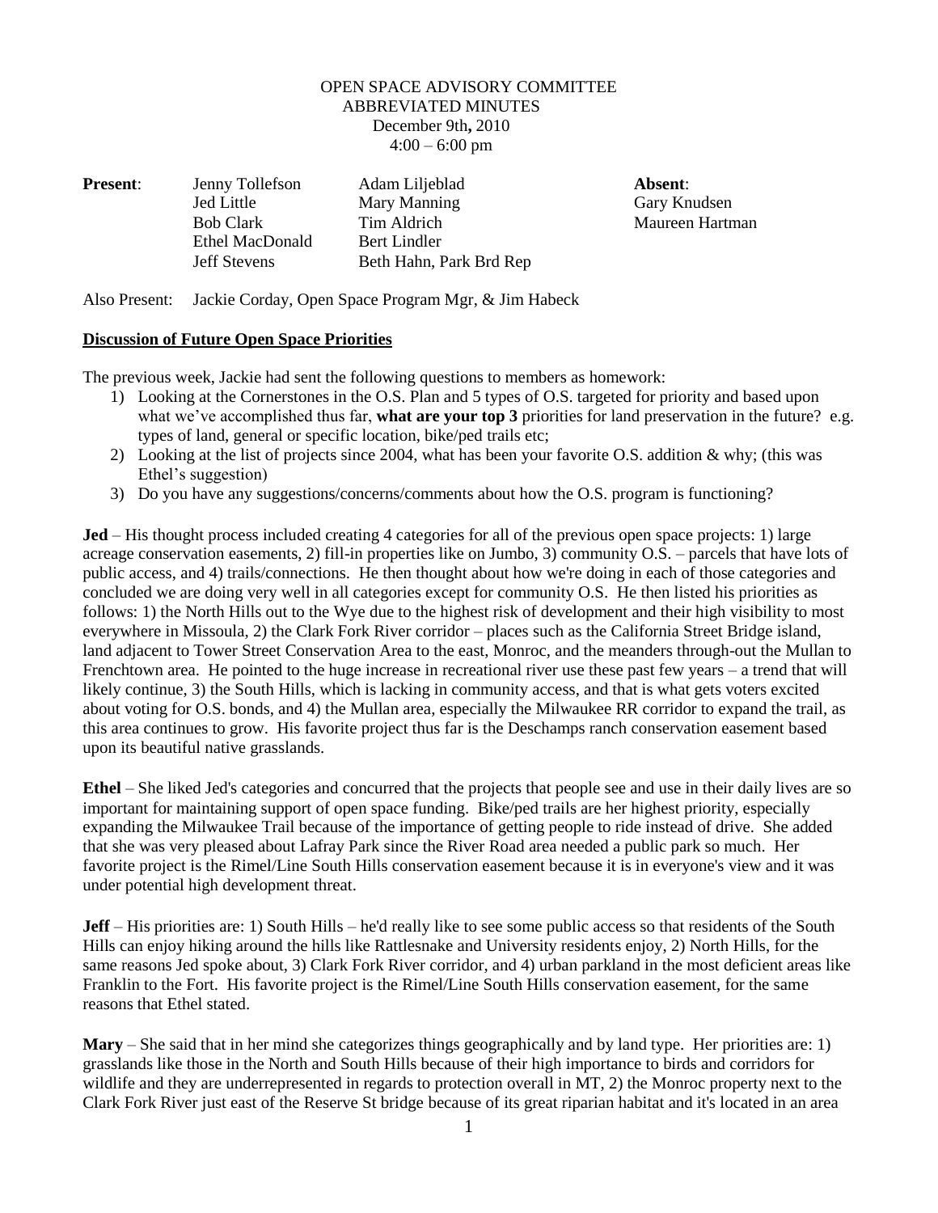OPEN SPACE ADVISORY COMMITTEE
ABBREVIATED MINUTES
December 9th, 2010
4:00 – 6:00 pm

| **Present**: | Jenny Tollefson | Adam Liljeblad | **Absent**: |
|---|---|---|---|
| | Jed Little | Mary Manning | Gary Knudsen |
| | Bob Clark | Tim Aldrich | Maureen Hartman |
| | Ethel MacDonald | Bert Lindler | |
| | Jeff Stevens | Beth Hahn, Park Brd Rep | |

Also Present: Jackie Corday, Open Space Program Mgr, & Jim Habeck

**Discussion of Future Open Space Priorities**

The previous week, Jackie had sent the following questions to members as homework:

1) Looking at the Cornerstones in the O.S. Plan and 5 types of O.S. targeted for priority and based upon what we've accomplished thus far, **what are your top 3** priorities for land preservation in the future? e.g. types of land, general or specific location, bike/ped trails etc;
2) Looking at the list of projects since 2004, what has been your favorite O.S. addition & why; (this was Ethel's suggestion)
3) Do you have any suggestions/concerns/comments about how the O.S. program is functioning?

**Jed** – His thought process included creating 4 categories for all of the previous open space projects: 1) large acreage conservation easements, 2) fill-in properties like on Jumbo, 3) community O.S. – parcels that have lots of public access, and 4) trails/connections. He then thought about how we're doing in each of those categories and concluded we are doing very well in all categories except for community O.S. He then listed his priorities as follows: 1) the North Hills out to the Wye due to the highest risk of development and their high visibility to most everywhere in Missoula, 2) the Clark Fork River corridor – places such as the California Street Bridge island, land adjacent to Tower Street Conservation Area to the east, Monroc, and the meanders through-out the Mullan to Frenchtown area. He pointed to the huge increase in recreational river use these past few years – a trend that will likely continue, 3) the South Hills, which is lacking in community access, and that is what gets voters excited about voting for O.S. bonds, and 4) the Mullan area, especially the Milwaukee RR corridor to expand the trail, as this area continues to grow. His favorite project thus far is the Deschamps ranch conservation easement based upon its beautiful native grasslands.

**Ethel** – She liked Jed's categories and concurred that the projects that people see and use in their daily lives are so important for maintaining support of open space funding. Bike/ped trails are her highest priority, especially expanding the Milwaukee Trail because of the importance of getting people to ride instead of drive. She added that she was very pleased about Lafray Park since the River Road area needed a public park so much. Her favorite project is the Rimel/Line South Hills conservation easement because it is in everyone's view and it was under potential high development threat.

**Jeff** – His priorities are: 1) South Hills – he'd really like to see some public access so that residents of the South Hills can enjoy hiking around the hills like Rattlesnake and University residents enjoy, 2) North Hills, for the same reasons Jed spoke about, 3) Clark Fork River corridor, and 4) urban parkland in the most deficient areas like Franklin to the Fort. His favorite project is the Rimel/Line South Hills conservation easement, for the same reasons that Ethel stated.

**Mary** – She said that in her mind she categorizes things geographically and by land type. Her priorities are: 1) grasslands like those in the North and South Hills because of their high importance to birds and corridors for wildlife and they are underrepresented in regards to protection overall in MT, 2) the Monroc property next to the Clark Fork River just east of the Reserve St bridge because of its great riparian habitat and it's located in an area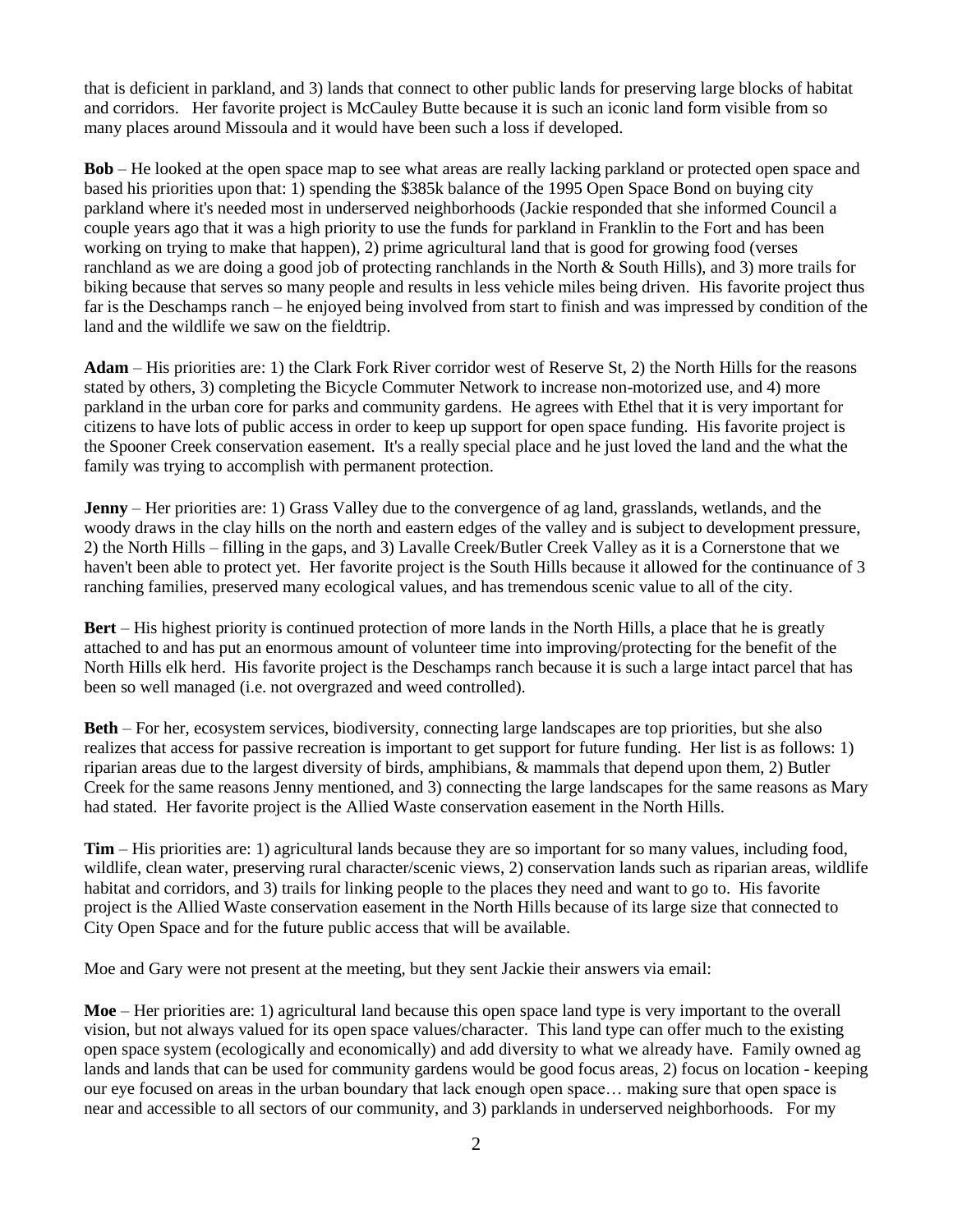that is deficient in parkland, and 3) lands that connect to other public lands for preserving large blocks of habitat and corridors. Her favorite project is McCauley Butte because it is such an iconic land form visible from so many places around Missoula and it would have been such a loss if developed.

**Bob** – He looked at the open space map to see what areas are really lacking parkland or protected open space and based his priorities upon that: 1) spending the $385k balance of the 1995 Open Space Bond on buying city parkland where it's needed most in underserved neighborhoods (Jackie responded that she informed Council a couple years ago that it was a high priority to use the funds for parkland in Franklin to the Fort and has been working on trying to make that happen), 2) prime agricultural land that is good for growing food (verses ranchland as we are doing a good job of protecting ranchlands in the North & South Hills), and 3) more trails for biking because that serves so many people and results in less vehicle miles being driven. His favorite project thus far is the Deschamps ranch – he enjoyed being involved from start to finish and was impressed by condition of the land and the wildlife we saw on the fieldtrip.

**Adam** – His priorities are: 1) the Clark Fork River corridor west of Reserve St, 2) the North Hills for the reasons stated by others, 3) completing the Bicycle Commuter Network to increase non-motorized use, and 4) more parkland in the urban core for parks and community gardens. He agrees with Ethel that it is very important for citizens to have lots of public access in order to keep up support for open space funding. His favorite project is the Spooner Creek conservation easement. It's a really special place and he just loved the land and the what the family was trying to accomplish with permanent protection.

**Jenny** – Her priorities are: 1) Grass Valley due to the convergence of ag land, grasslands, wetlands, and the woody draws in the clay hills on the north and eastern edges of the valley and is subject to development pressure, 2) the North Hills – filling in the gaps, and 3) Lavalle Creek/Butler Creek Valley as it is a Cornerstone that we haven't been able to protect yet. Her favorite project is the South Hills because it allowed for the continuance of 3 ranching families, preserved many ecological values, and has tremendous scenic value to all of the city.

**Bert** – His highest priority is continued protection of more lands in the North Hills, a place that he is greatly attached to and has put an enormous amount of volunteer time into improving/protecting for the benefit of the North Hills elk herd. His favorite project is the Deschamps ranch because it is such a large intact parcel that has been so well managed (i.e. not overgrazed and weed controlled).

**Beth** – For her, ecosystem services, biodiversity, connecting large landscapes are top priorities, but she also realizes that access for passive recreation is important to get support for future funding. Her list is as follows: 1) riparian areas due to the largest diversity of birds, amphibians, & mammals that depend upon them, 2) Butler Creek for the same reasons Jenny mentioned, and 3) connecting the large landscapes for the same reasons as Mary had stated. Her favorite project is the Allied Waste conservation easement in the North Hills.

**Tim** – His priorities are: 1) agricultural lands because they are so important for so many values, including food, wildlife, clean water, preserving rural character/scenic views, 2) conservation lands such as riparian areas, wildlife habitat and corridors, and 3) trails for linking people to the places they need and want to go to. His favorite project is the Allied Waste conservation easement in the North Hills because of its large size that connected to City Open Space and for the future public access that will be available.

Moe and Gary were not present at the meeting, but they sent Jackie their answers via email:

**Moe** – Her priorities are: 1) agricultural land because this open space land type is very important to the overall vision, but not always valued for its open space values/character. This land type can offer much to the existing open space system (ecologically and economically) and add diversity to what we already have. Family owned ag lands and lands that can be used for community gardens would be good focus areas, 2) focus on location - keeping our eye focused on areas in the urban boundary that lack enough open space… making sure that open space is near and accessible to all sectors of our community, and 3) parklands in underserved neighborhoods. For my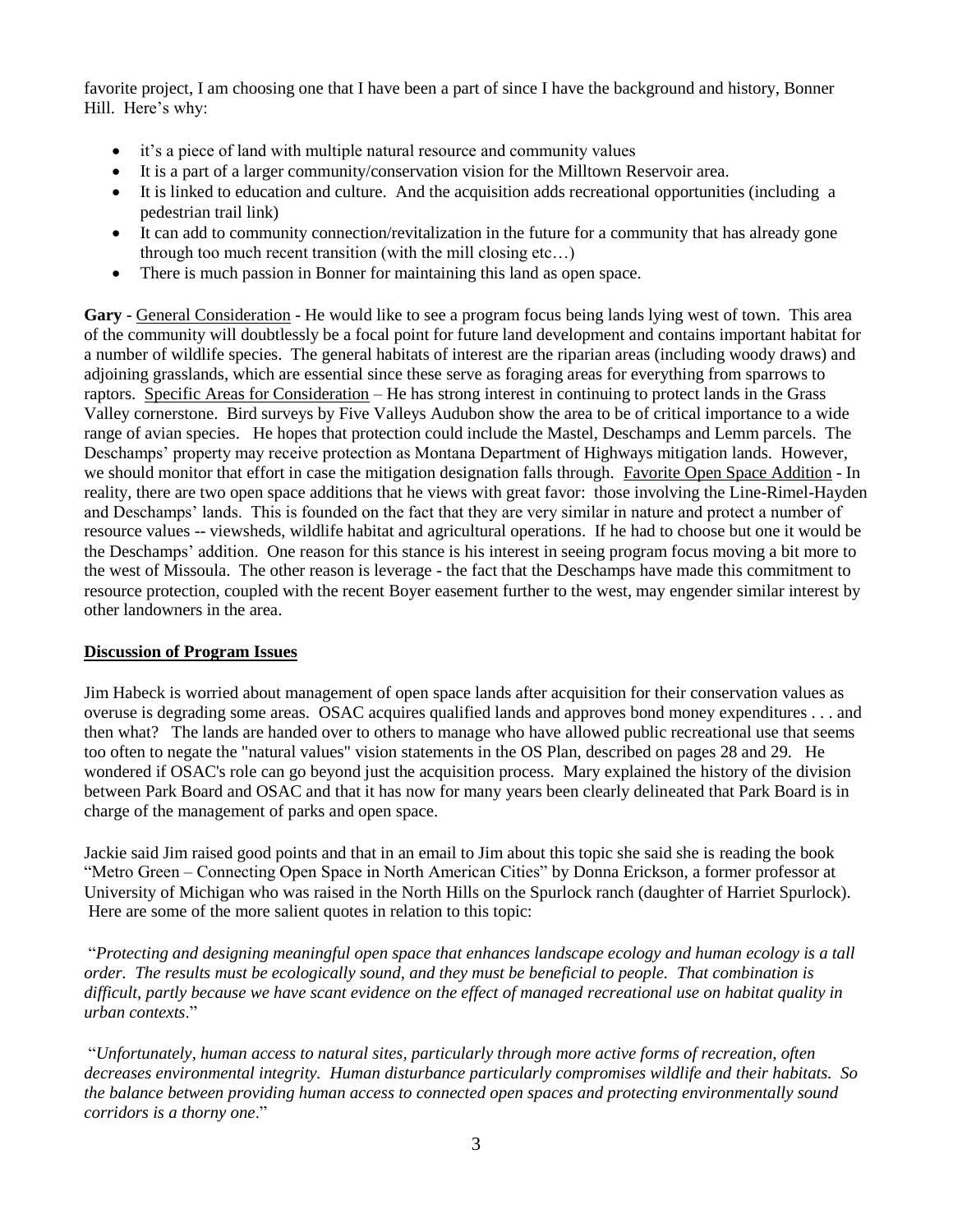favorite project, I am choosing one that I have been a part of since I have the background and history, Bonner Hill. Here's why:

- it's a piece of land with multiple natural resource and community values
- It is a part of a larger community/conservation vision for the Milltown Reservoir area.
- It is linked to education and culture. And the acquisition adds recreational opportunities (including a pedestrian trail link)
- It can add to community connection/revitalization in the future for a community that has already gone through too much recent transition (with the mill closing etc…)
- There is much passion in Bonner for maintaining this land as open space.

**Gary** - General Consideration - He would like to see a program focus being lands lying west of town. This area of the community will doubtlessly be a focal point for future land development and contains important habitat for a number of wildlife species. The general habitats of interest are the riparian areas (including woody draws) and adjoining grasslands, which are essential since these serve as foraging areas for everything from sparrows to raptors. Specific Areas for Consideration – He has strong interest in continuing to protect lands in the Grass Valley cornerstone. Bird surveys by Five Valleys Audubon show the area to be of critical importance to a wide range of avian species. He hopes that protection could include the Mastel, Deschamps and Lemm parcels. The Deschamps' property may receive protection as Montana Department of Highways mitigation lands. However, we should monitor that effort in case the mitigation designation falls through. Favorite Open Space Addition - In reality, there are two open space additions that he views with great favor: those involving the Line-Rimel-Hayden and Deschamps' lands. This is founded on the fact that they are very similar in nature and protect a number of resource values -- viewsheds, wildlife habitat and agricultural operations. If he had to choose but one it would be the Deschamps' addition. One reason for this stance is his interest in seeing program focus moving a bit more to the west of Missoula. The other reason is leverage - the fact that the Deschamps have made this commitment to resource protection, coupled with the recent Boyer easement further to the west, may engender similar interest by other landowners in the area.

## Discussion of Program Issues

Jim Habeck is worried about management of open space lands after acquisition for their conservation values as overuse is degrading some areas. OSAC acquires qualified lands and approves bond money expenditures . . . and then what? The lands are handed over to others to manage who have allowed public recreational use that seems too often to negate the "natural values" vision statements in the OS Plan, described on pages 28 and 29. He wondered if OSAC's role can go beyond just the acquisition process. Mary explained the history of the division between Park Board and OSAC and that it has now for many years been clearly delineated that Park Board is in charge of the management of parks and open space.

Jackie said Jim raised good points and that in an email to Jim about this topic she said she is reading the book "Metro Green – Connecting Open Space in North American Cities" by Donna Erickson, a former professor at University of Michigan who was raised in the North Hills on the Spurlock ranch (daughter of Harriet Spurlock). Here are some of the more salient quotes in relation to this topic:

"*Protecting and designing meaningful open space that enhances landscape ecology and human ecology is a tall order. The results must be ecologically sound, and they must be beneficial to people. That combination is difficult, partly because we have scant evidence on the effect of managed recreational use on habitat quality in urban contexts*."

"*Unfortunately, human access to natural sites, particularly through more active forms of recreation, often decreases environmental integrity. Human disturbance particularly compromises wildlife and their habitats. So the balance between providing human access to connected open spaces and protecting environmentally sound corridors is a thorny one*."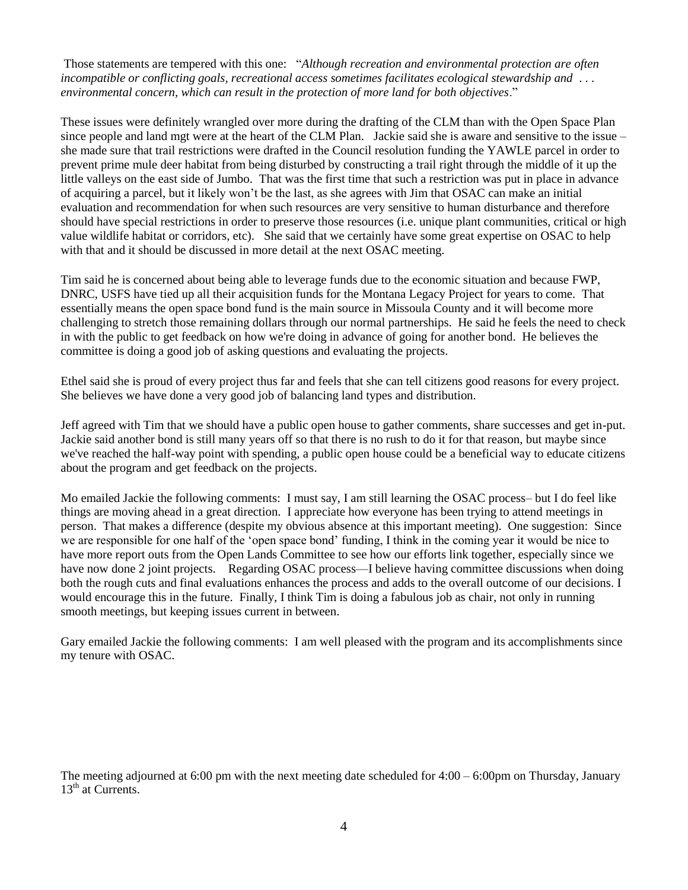Those statements are tempered with this one: "*Although recreation and environmental protection are often incompatible or conflicting goals, recreational access sometimes facilitates ecological stewardship and . . . environmental concern, which can result in the protection of more land for both objectives*."

These issues were definitely wrangled over more during the drafting of the CLM than with the Open Space Plan since people and land mgt were at the heart of the CLM Plan. Jackie said she is aware and sensitive to the issue – she made sure that trail restrictions were drafted in the Council resolution funding the YAWLE parcel in order to prevent prime mule deer habitat from being disturbed by constructing a trail right through the middle of it up the little valleys on the east side of Jumbo. That was the first time that such a restriction was put in place in advance of acquiring a parcel, but it likely won't be the last, as she agrees with Jim that OSAC can make an initial evaluation and recommendation for when such resources are very sensitive to human disturbance and therefore should have special restrictions in order to preserve those resources (i.e. unique plant communities, critical or high value wildlife habitat or corridors, etc). She said that we certainly have some great expertise on OSAC to help with that and it should be discussed in more detail at the next OSAC meeting.

Tim said he is concerned about being able to leverage funds due to the economic situation and because FWP, DNRC, USFS have tied up all their acquisition funds for the Montana Legacy Project for years to come. That essentially means the open space bond fund is the main source in Missoula County and it will become more challenging to stretch those remaining dollars through our normal partnerships. He said he feels the need to check in with the public to get feedback on how we're doing in advance of going for another bond. He believes the committee is doing a good job of asking questions and evaluating the projects.

Ethel said she is proud of every project thus far and feels that she can tell citizens good reasons for every project. She believes we have done a very good job of balancing land types and distribution.

Jeff agreed with Tim that we should have a public open house to gather comments, share successes and get in-put. Jackie said another bond is still many years off so that there is no rush to do it for that reason, but maybe since we've reached the half-way point with spending, a public open house could be a beneficial way to educate citizens about the program and get feedback on the projects.

Mo emailed Jackie the following comments: I must say, I am still learning the OSAC process– but I do feel like things are moving ahead in a great direction. I appreciate how everyone has been trying to attend meetings in person. That makes a difference (despite my obvious absence at this important meeting). One suggestion: Since we are responsible for one half of the 'open space bond' funding, I think in the coming year it would be nice to have more report outs from the Open Lands Committee to see how our efforts link together, especially since we have now done 2 joint projects. Regarding OSAC process—I believe having committee discussions when doing both the rough cuts and final evaluations enhances the process and adds to the overall outcome of our decisions. I would encourage this in the future. Finally, I think Tim is doing a fabulous job as chair, not only in running smooth meetings, but keeping issues current in between.

Gary emailed Jackie the following comments: I am well pleased with the program and its accomplishments since my tenure with OSAC.

The meeting adjourned at 6:00 pm with the next meeting date scheduled for 4:00 – 6:00pm on Thursday, January 13th at Currents.